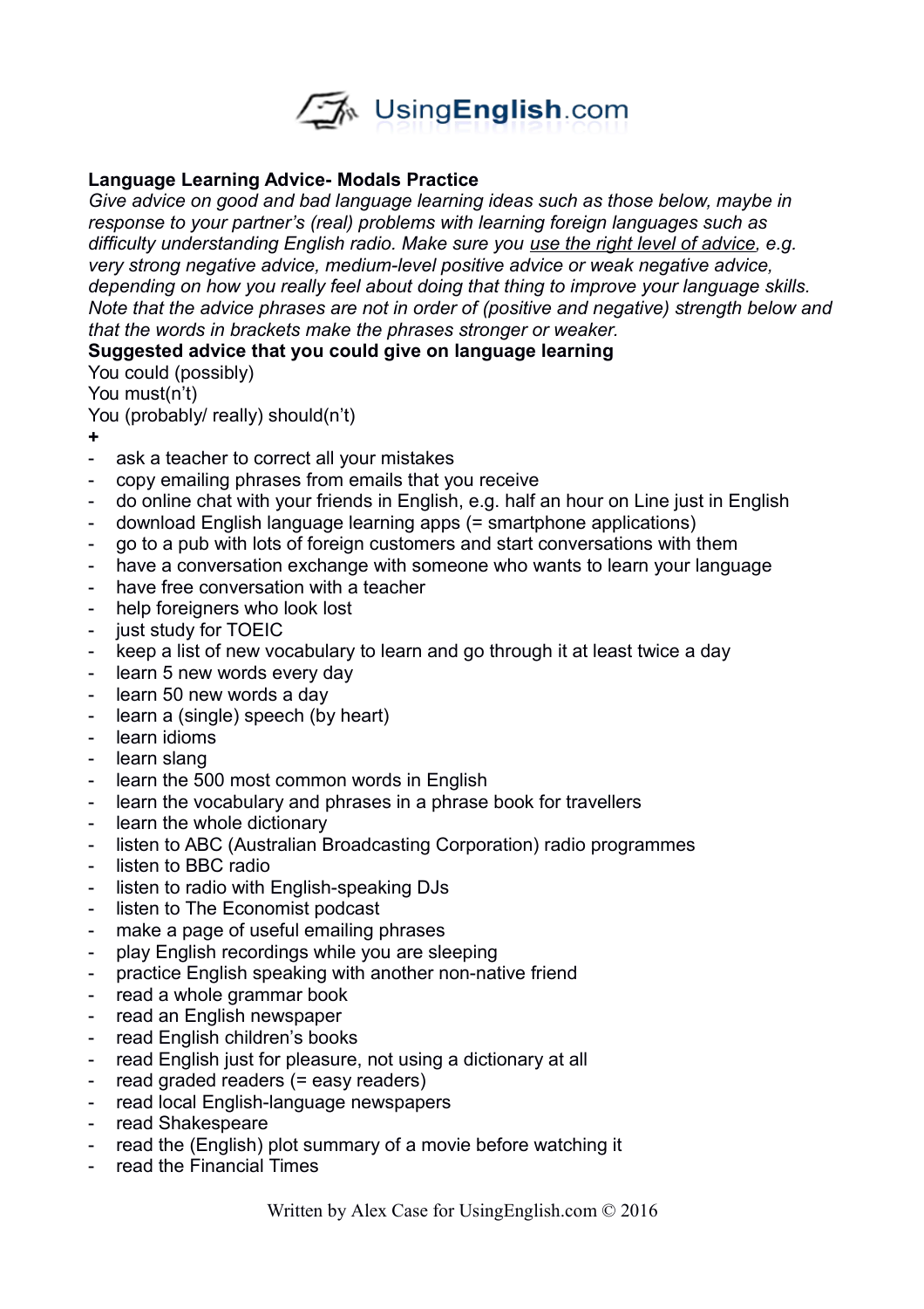**Language Learning Advice- Modals Practice**

*Give advice on good and bad language learning ideas such as those below, maybe in response to your partner's (real) problems with learning foreign languages such as difficulty understanding English radio. Make sure you use the right level of advice, e.g. very strong negative advice, medium-level positive advice or weak negative advice, depending on how you really feel about doing that thing to improve your language skills. Note that the advice phrases are not in order of (positive and negative) strength below and that the words in brackets make the phrases stronger or weaker.*

**Suggested advice that you could give on language learning**

You could (possibly)
You must(n't)
You (probably/ really) should(n't)

**+**

- ask a teacher to correct all your mistakes
- copy emailing phrases from emails that you receive
- do online chat with your friends in English, e.g. half an hour on Line just in English
- download English language learning apps (= smartphone applications)
- go to a pub with lots of foreign customers and start conversations with them
- have a conversation exchange with someone who wants to learn your language
- have free conversation with a teacher
- help foreigners who look lost
- just study for TOEIC
- keep a list of new vocabulary to learn and go through it at least twice a day
- learn 5 new words every day
- learn 50 new words a day
- learn a (single) speech (by heart)
- learn idioms
- learn slang
- learn the 500 most common words in English
- learn the vocabulary and phrases in a phrase book for travellers
- learn the whole dictionary
- listen to ABC (Australian Broadcasting Corporation) radio programmes
- listen to BBC radio
- listen to radio with English-speaking DJs
- listen to The Economist podcast
- make a page of useful emailing phrases
- play English recordings while you are sleeping
- practice English speaking with another non-native friend
- read a whole grammar book
- read an English newspaper
- read English children's books
- read English just for pleasure, not using a dictionary at all
- read graded readers (= easy readers)
- read local English-language newspapers
- read Shakespeare
- read the (English) plot summary of a movie before watching it
- read the Financial Times

Written by Alex Case for UsingEnglish.com © 2016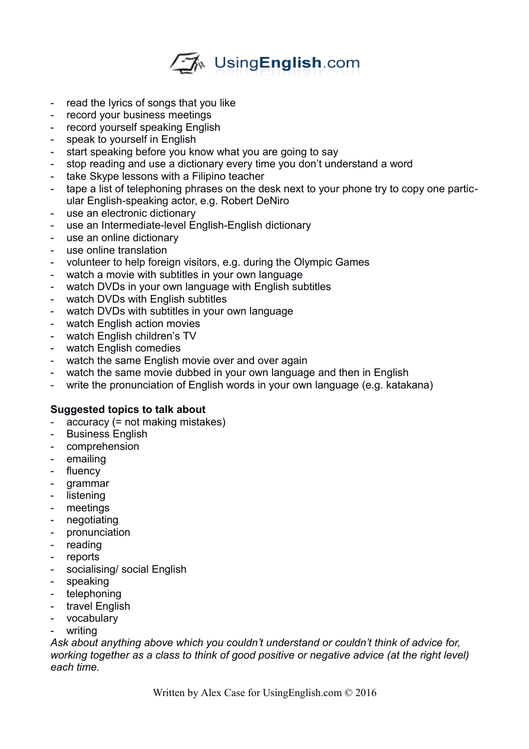- read the lyrics of songs that you like
- record your business meetings
- record yourself speaking English
- speak to yourself in English
- start speaking before you know what you are going to say
- stop reading and use a dictionary every time you don't understand a word
- take Skype lessons with a Filipino teacher
- tape a list of telephoning phrases on the desk next to your phone try to copy one particular English-speaking actor, e.g. Robert DeNiro
- use an electronic dictionary
- use an Intermediate-level English-English dictionary
- use an online dictionary
- use online translation
- volunteer to help foreign visitors, e.g. during the Olympic Games
- watch a movie with subtitles in your own language
- watch DVDs in your own language with English subtitles
- watch DVDs with English subtitles
- watch DVDs with subtitles in your own language
- watch English action movies
- watch English children's TV
- watch English comedies
- watch the same English movie over and over again
- watch the same movie dubbed in your own language and then in English
- write the pronunciation of English words in your own language (e.g. katakana)

**Suggested topics to talk about**

- accuracy (= not making mistakes)
- Business English
- comprehension
- emailing
- fluency
- grammar
- listening
- meetings
- negotiating
- pronunciation
- reading
- reports
- socialising/ social English
- speaking
- telephoning
- travel English
- vocabulary
- writing

*Ask about anything above which you couldn't understand or couldn't think of advice for, working together as a class to think of good positive or negative advice (at the right level) each time.*

Written by Alex Case for UsingEnglish.com © 2016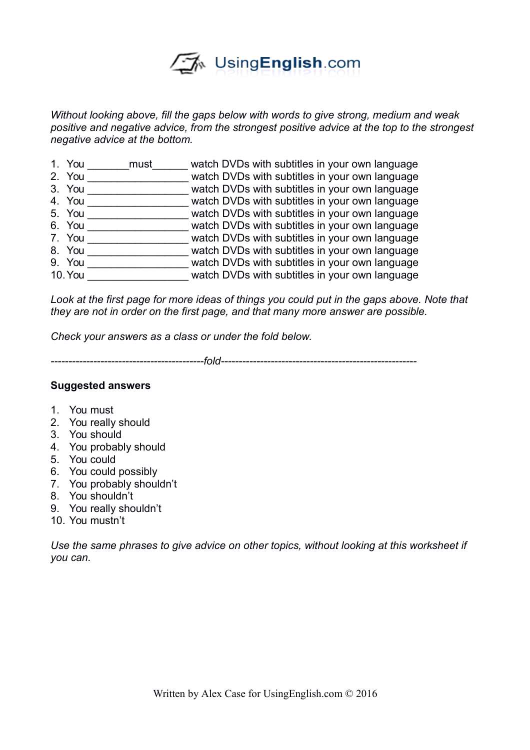UsingEnglish.com

*Without looking above, fill the gaps below with words to give strong, medium and weak positive and negative advice, from the strongest positive advice at the top to the strongest negative advice at the bottom.*

1. You _______must______ watch DVDs with subtitles in your own language
2. You _________________ watch DVDs with subtitles in your own language
3. You _________________ watch DVDs with subtitles in your own language
4. You _________________ watch DVDs with subtitles in your own language
5. You _________________ watch DVDs with subtitles in your own language
6. You _________________ watch DVDs with subtitles in your own language
7. You _________________ watch DVDs with subtitles in your own language
8. You _________________ watch DVDs with subtitles in your own language
9. You _________________ watch DVDs with subtitles in your own language
10. You _________________ watch DVDs with subtitles in your own language

*Look at the first page for more ideas of things you could put in the gaps above. Note that they are not in order on the first page, and that many more answer are possible.*

*Check your answers as a class or under the fold below.*

*------------------------------------------fold------------------------------------------------------*

**Suggested answers**

1. You must
2. You really should
3. You should
4. You probably should
5. You could
6. You could possibly
7. You probably shouldn't
8. You shouldn't
9. You really shouldn't
10. You mustn't

*Use the same phrases to give advice on other topics, without looking at this worksheet if you can.*

Written by Alex Case for UsingEnglish.com © 2016